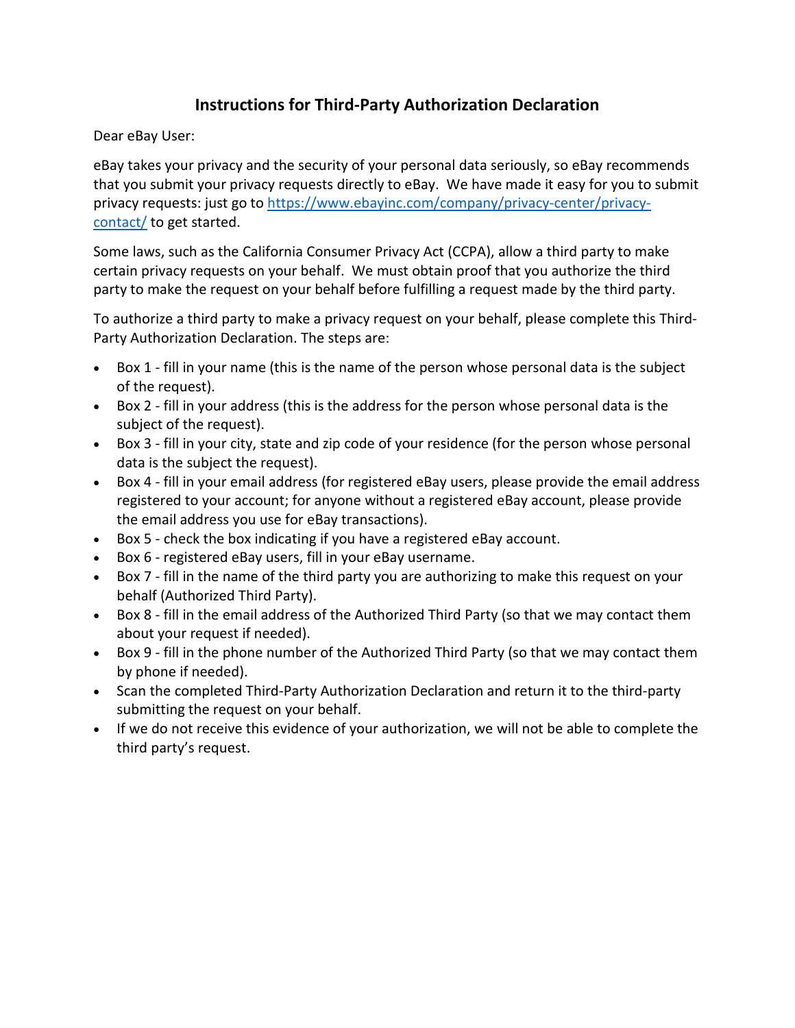## Instructions for Third-Party Authorization Declaration

Dear eBay User:

eBay takes your privacy and the security of your personal data seriously, so eBay recommends that you submit your privacy requests directly to eBay. We have made it easy for you to submit privacy requests: just go to [https://www.ebayinc.com/company/privacy-center/privacy-contact/](https://www.ebayinc.com/company/privacy-center/privacy-contact/) to get started.

Some laws, such as the California Consumer Privacy Act (CCPA), allow a third party to make certain privacy requests on your behalf. We must obtain proof that you authorize the third party to make the request on your behalf before fulfilling a request made by the third party.

To authorize a third party to make a privacy request on your behalf, please complete this Third-Party Authorization Declaration. The steps are:

- Box 1 - fill in your name (this is the name of the person whose personal data is the subject of the request).
- Box 2 - fill in your address (this is the address for the person whose personal data is the subject of the request).
- Box 3 - fill in your city, state and zip code of your residence (for the person whose personal data is the subject the request).
- Box 4 - fill in your email address (for registered eBay users, please provide the email address registered to your account; for anyone without a registered eBay account, please provide the email address you use for eBay transactions).
- Box 5 - check the box indicating if you have a registered eBay account.
- Box 6 - registered eBay users, fill in your eBay username.
- Box 7 - fill in the name of the third party you are authorizing to make this request on your behalf (Authorized Third Party).
- Box 8 - fill in the email address of the Authorized Third Party (so that we may contact them about your request if needed).
- Box 9 - fill in the phone number of the Authorized Third Party (so that we may contact them by phone if needed).
- Scan the completed Third-Party Authorization Declaration and return it to the third-party submitting the request on your behalf.
- If we do not receive this evidence of your authorization, we will not be able to complete the third party's request.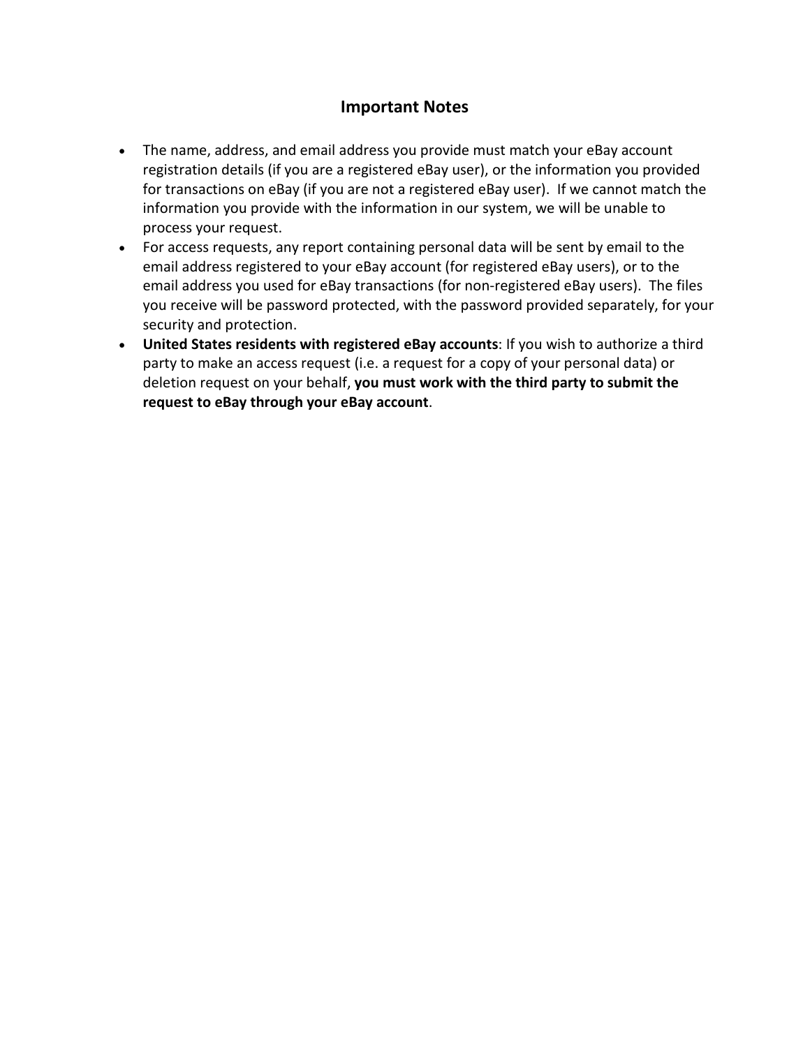## Important Notes

- The name, address, and email address you provide must match your eBay account registration details (if you are a registered eBay user), or the information you provided for transactions on eBay (if you are not a registered eBay user). If we cannot match the information you provide with the information in our system, we will be unable to process your request.
- For access requests, any report containing personal data will be sent by email to the email address registered to your eBay account (for registered eBay users), or to the email address you used for eBay transactions (for non-registered eBay users). The files you receive will be password protected, with the password provided separately, for your security and protection.
- **United States residents with registered eBay accounts**: If you wish to authorize a third party to make an access request (i.e. a request for a copy of your personal data) or deletion request on your behalf, **you must work with the third party to submit the request to eBay through your eBay account**.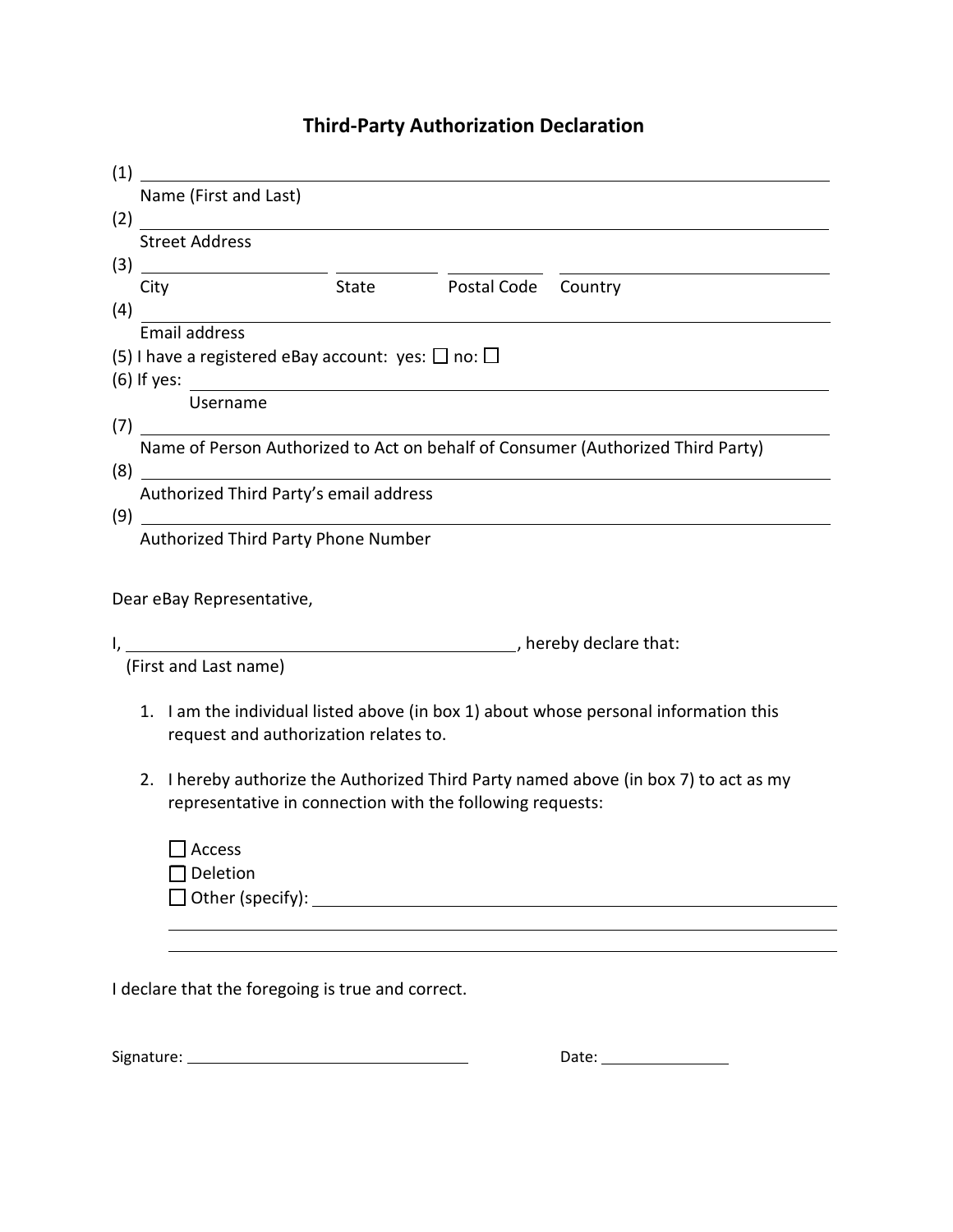# Third-Party Authorization Declaration

(1) ______________________________________________________________

Name (First and Last)

(2) ______________________________________________________________

Street Address

(3) ________________ ____________ ____________ ________________

City State Postal Code Country

(4) ______________________________________________________________

Email address

(5) I have a registered eBay account: yes: ☐ no: ☐

(6) If yes: ______________________________________________________

Username

(7) ______________________________________________________________

Name of Person Authorized to Act on behalf of Consumer (Authorized Third Party)

(8) ______________________________________________________________

Authorized Third Party's email address

(9) ______________________________________________________________

Authorized Third Party Phone Number

Dear eBay Representative,

I, ______________________________________, hereby declare that:
(First and Last name)

1. I am the individual listed above (in box 1) about whose personal information this request and authorization relates to.

2. I hereby authorize the Authorized Third Party named above (in box 7) to act as my representative in connection with the following requests:

   ☐ Access
   ☐ Deletion
   ☐ Other (specify): ____________________________________________
   ______________________________________________________________
   ______________________________________________________________

I declare that the foregoing is true and correct.

Signature: ______________________________ Date: ______________